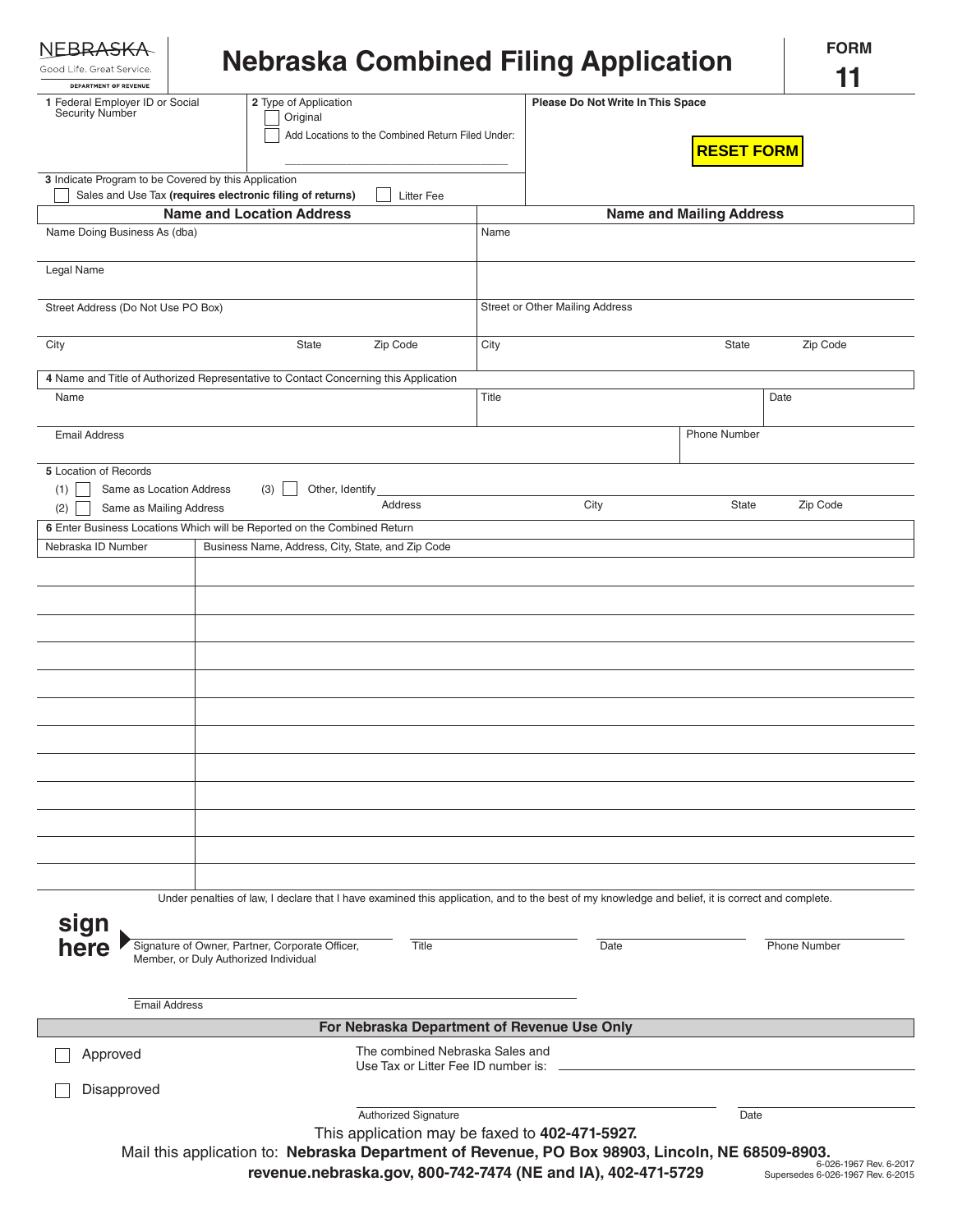NEBRASKA
Good Life. Great Service.
DEPARTMENT OF REVENUE

# Nebraska Combined Filing Application

**FORM 11**

**1** Federal Employer ID or Social Security Number

**2** Type of Application
- ☐ Original
- ☐ Add Locations to the Combined Return Filed Under: ____________________

**Please Do Not Write In This Space**

RESET FORM

**3** Indicate Program to be Covered by this Application
- ☐ Sales and Use Tax **(requires electronic filing of returns)**
- ☐ Litter Fee

| **Name and Location Address** | | | **Name and Mailing Address** | | |
|---|---|---|---|---|---|
| Name Doing Business As (dba) | | | Name | | |
| Legal Name | | | | | |
| Street Address (Do Not Use PO Box) | | | Street or Other Mailing Address | | |
| City | State | Zip Code | City | State | Zip Code |

**4** Name and Title of Authorized Representative to Contact Concerning this Application

| Name | Title | Date |
|---|---|---|
| Email Address | | Phone Number |

**5** Location of Records
- (1) ☐ Same as Location Address
- (2) ☐ Same as Mailing Address
- (3) ☐ Other, Identify ____________________

Address | City | State | Zip Code

**6** Enter Business Locations Which will be Reported on the Combined Return

| Nebraska ID Number | Business Name, Address, City, State, and Zip Code |
|---|---|
| | |
| | |
| | |
| | |
| | |
| | |
| | |
| | |
| | |
| | |
| | |
| | |

Under penalties of law, I declare that I have examined this application, and to the best of my knowledge and belief, it is correct and complete.

**sign here**

| Signature of Owner, Partner, Corporate Officer, Member, or Duly Authorized Individual | Title | Date | Phone Number |
|---|---|---|---|

Email Address

**For Nebraska Department of Revenue Use Only**

- ☐ Approved
- ☐ Disapproved

The combined Nebraska Sales and Use Tax or Litter Fee ID number is: ____________________

Authorized Signature | Date

This application may be faxed to **402-471-5927.**

Mail this application to: **Nebraska Department of Revenue, PO Box 98903, Lincoln, NE 68509-8903.**

**revenue.nebraska.gov, 800-742-7474 (NE and IA), 402-471-5729**

6-026-1967 Rev. 6-2017
Supersedes 6-026-1967 Rev. 6-2015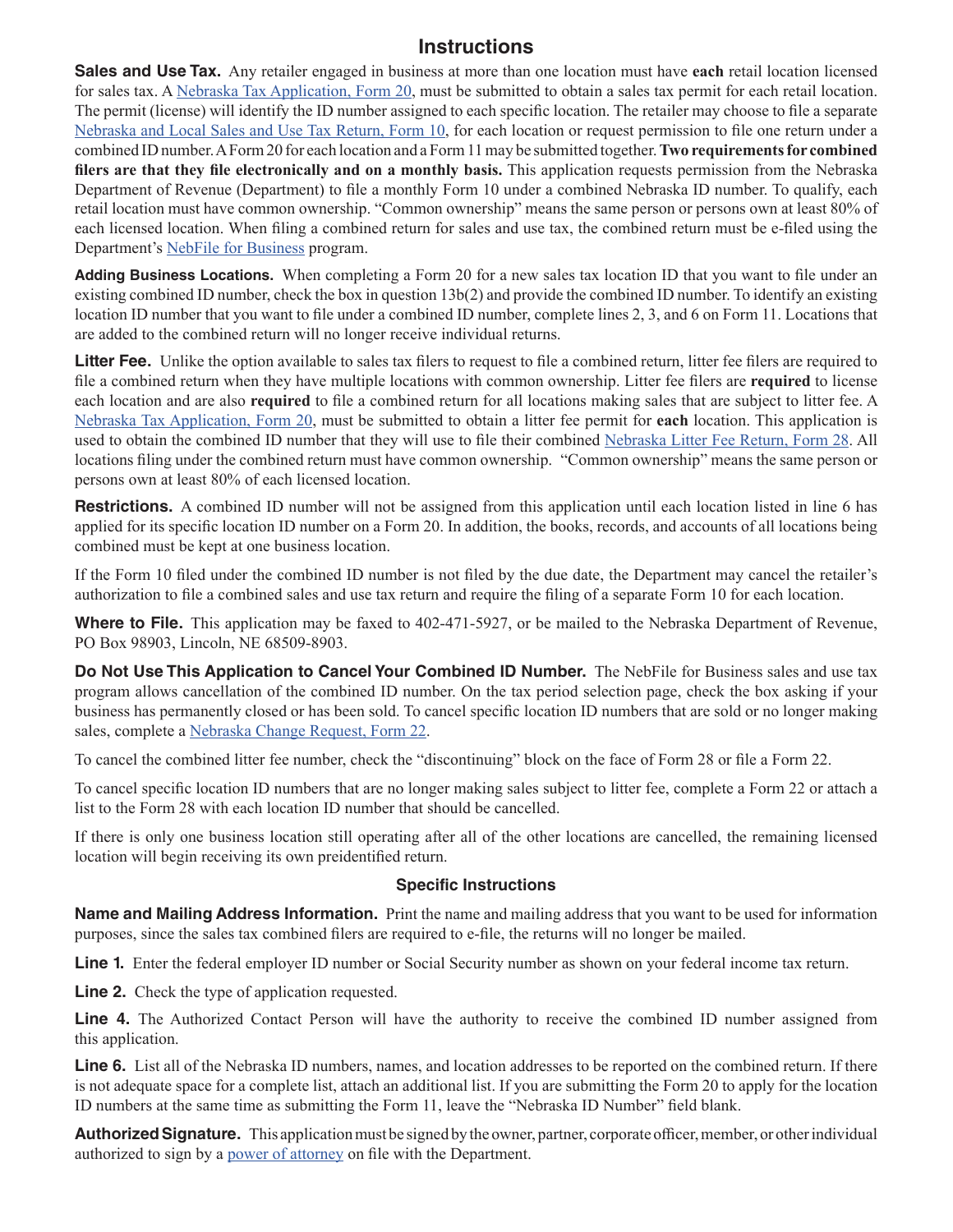# Instructions

**Sales and Use Tax.** Any retailer engaged in business at more than one location must have **each** retail location licensed for sales tax. A Nebraska Tax Application, Form 20, must be submitted to obtain a sales tax permit for each retail location. The permit (license) will identify the ID number assigned to each specific location. The retailer may choose to file a separate Nebraska and Local Sales and Use Tax Return, Form 10, for each location or request permission to file one return under a combined ID number. A Form 20 for each location and a Form 11 may be submitted together. **Two requirements for combined filers are that they file electronically and on a monthly basis.** This application requests permission from the Nebraska Department of Revenue (Department) to file a monthly Form 10 under a combined Nebraska ID number. To qualify, each retail location must have common ownership. "Common ownership" means the same person or persons own at least 80% of each licensed location. When filing a combined return for sales and use tax, the combined return must be e-filed using the Department's NebFile for Business program.

**Adding Business Locations.** When completing a Form 20 for a new sales tax location ID that you want to file under an existing combined ID number, check the box in question 13b(2) and provide the combined ID number. To identify an existing location ID number that you want to file under a combined ID number, complete lines 2, 3, and 6 on Form 11. Locations that are added to the combined return will no longer receive individual returns.

**Litter Fee.** Unlike the option available to sales tax filers to request to file a combined return, litter fee filers are required to file a combined return when they have multiple locations with common ownership. Litter fee filers are **required** to license each location and are also **required** to file a combined return for all locations making sales that are subject to litter fee. A Nebraska Tax Application, Form 20, must be submitted to obtain a litter fee permit for **each** location. This application is used to obtain the combined ID number that they will use to file their combined Nebraska Litter Fee Return, Form 28. All locations filing under the combined return must have common ownership. "Common ownership" means the same person or persons own at least 80% of each licensed location.

**Restrictions.** A combined ID number will not be assigned from this application until each location listed in line 6 has applied for its specific location ID number on a Form 20. In addition, the books, records, and accounts of all locations being combined must be kept at one business location.

If the Form 10 filed under the combined ID number is not filed by the due date, the Department may cancel the retailer's authorization to file a combined sales and use tax return and require the filing of a separate Form 10 for each location.

**Where to File.** This application may be faxed to 402-471-5927, or be mailed to the Nebraska Department of Revenue, PO Box 98903, Lincoln, NE 68509-8903.

**Do Not Use This Application to Cancel Your Combined ID Number.** The NebFile for Business sales and use tax program allows cancellation of the combined ID number. On the tax period selection page, check the box asking if your business has permanently closed or has been sold. To cancel specific location ID numbers that are sold or no longer making sales, complete a Nebraska Change Request, Form 22.

To cancel the combined litter fee number, check the "discontinuing" block on the face of Form 28 or file a Form 22.

To cancel specific location ID numbers that are no longer making sales subject to litter fee, complete a Form 22 or attach a list to the Form 28 with each location ID number that should be cancelled.

If there is only one business location still operating after all of the other locations are cancelled, the remaining licensed location will begin receiving its own preidentified return.

## Specific Instructions

**Name and Mailing Address Information.** Print the name and mailing address that you want to be used for information purposes, since the sales tax combined filers are required to e-file, the returns will no longer be mailed.

**Line 1.** Enter the federal employer ID number or Social Security number as shown on your federal income tax return.

**Line 2.** Check the type of application requested.

**Line 4.** The Authorized Contact Person will have the authority to receive the combined ID number assigned from this application.

**Line 6.** List all of the Nebraska ID numbers, names, and location addresses to be reported on the combined return. If there is not adequate space for a complete list, attach an additional list. If you are submitting the Form 20 to apply for the location ID numbers at the same time as submitting the Form 11, leave the "Nebraska ID Number" field blank.

**Authorized Signature.** This application must be signed by the owner, partner, corporate officer, member, or other individual authorized to sign by a power of attorney on file with the Department.